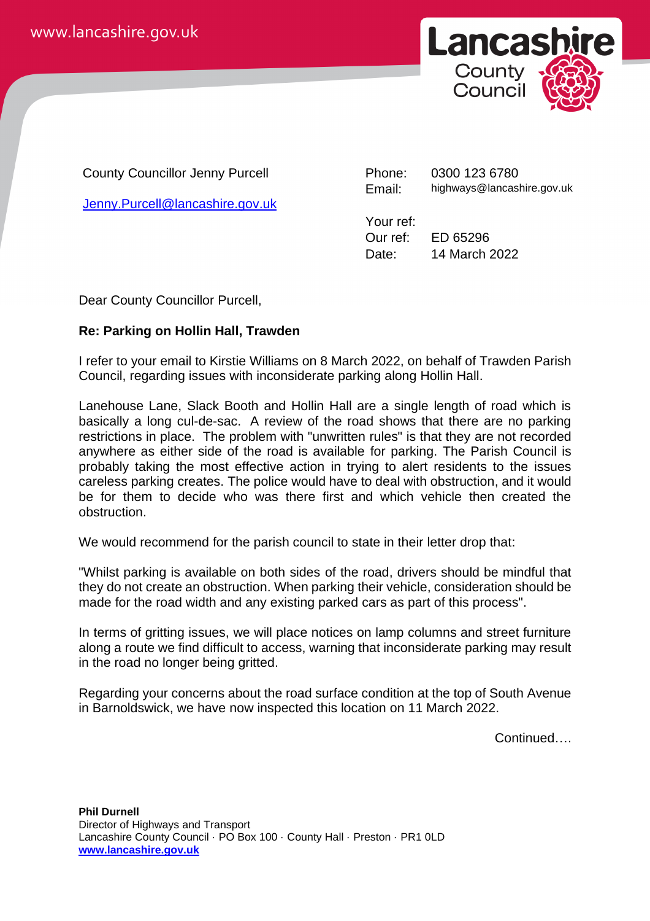www.lancashire.gov.uk

Lancashire County Council

County Councillor Jenny Purcell

Jenny.Purcell@lancashire.gov.uk

Phone: 0300 123 6780
Email: highways@lancashire.gov.uk

Your ref:
Our ref: ED 65296
Date: 14 March 2022

Dear County Councillor Purcell,

**Re: Parking on Hollin Hall, Trawden**

I refer to your email to Kirstie Williams on 8 March 2022, on behalf of Trawden Parish Council, regarding issues with inconsiderate parking along Hollin Hall.

Lanehouse Lane, Slack Booth and Hollin Hall are a single length of road which is basically a long cul-de-sac. A review of the road shows that there are no parking restrictions in place. The problem with "unwritten rules" is that they are not recorded anywhere as either side of the road is available for parking. The Parish Council is probably taking the most effective action in trying to alert residents to the issues careless parking creates. The police would have to deal with obstruction, and it would be for them to decide who was there first and which vehicle then created the obstruction.

We would recommend for the parish council to state in their letter drop that:

"Whilst parking is available on both sides of the road, drivers should be mindful that they do not create an obstruction. When parking their vehicle, consideration should be made for the road width and any existing parked cars as part of this process".

In terms of gritting issues, we will place notices on lamp columns and street furniture along a route we find difficult to access, warning that inconsiderate parking may result in the road no longer being gritted.

Regarding your concerns about the road surface condition at the top of South Avenue in Barnoldswick, we have now inspected this location on 11 March 2022.

Continued….

**Phil Durnell**
Director of Highways and Transport
Lancashire County Council · PO Box 100 · County Hall · Preston · PR1 0LD
**www.lancashire.gov.uk**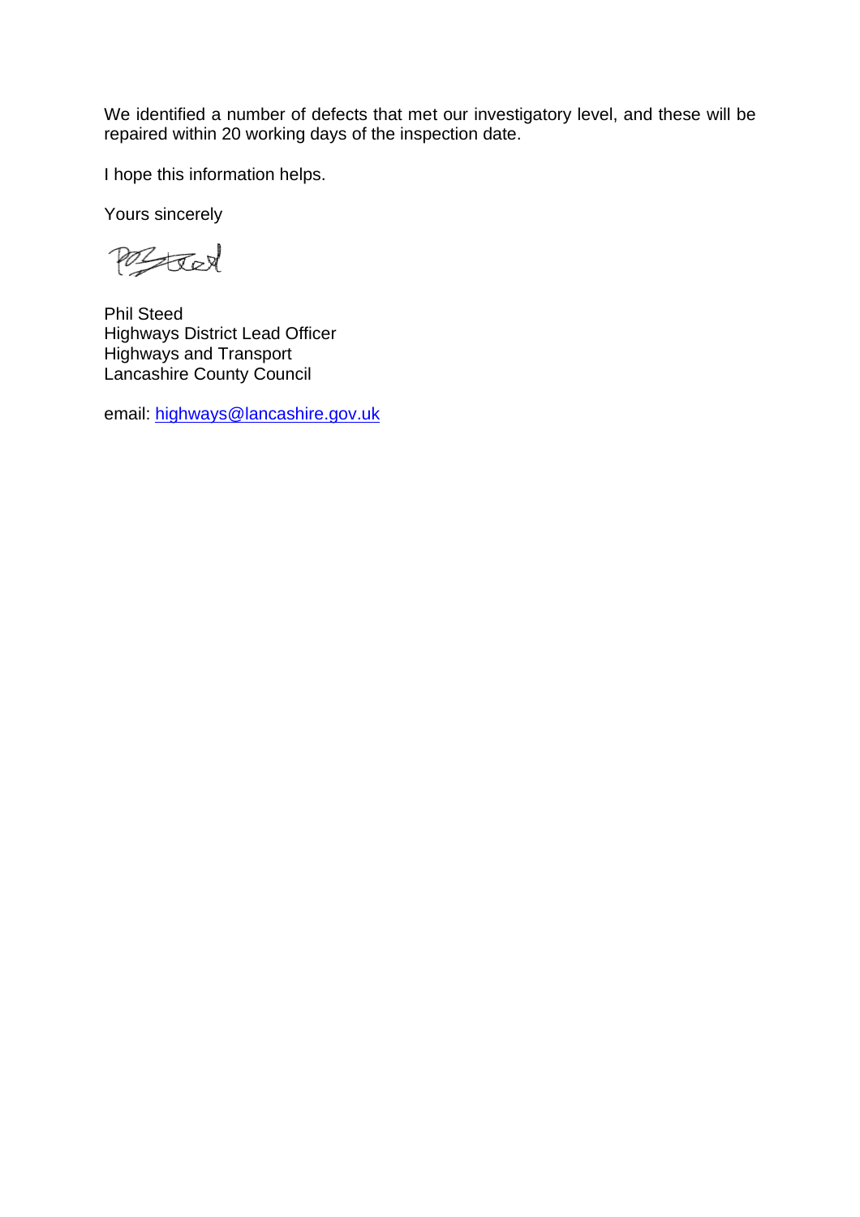We identified a number of defects that met our investigatory level, and these will be repaired within 20 working days of the inspection date.

I hope this information helps.

Yours sincerely

Phil Steed
Highways District Lead Officer
Highways and Transport
Lancashire County Council

email: highways@lancashire.gov.uk